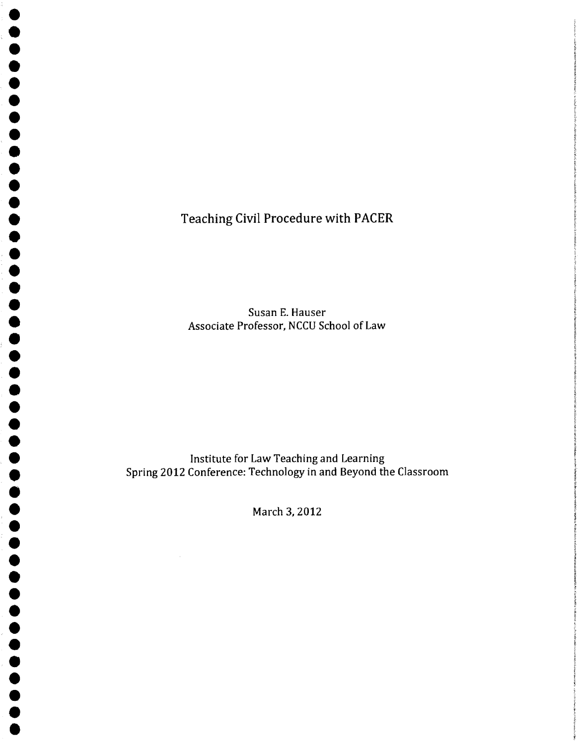# Teaching Civil Procedure with PACER

Susan E. Hauser
Associate Professor, NCCU School of Law

Institute for Law Teaching and Learning
Spring 2012 Conference: Technology in and Beyond the Classroom

March 3, 2012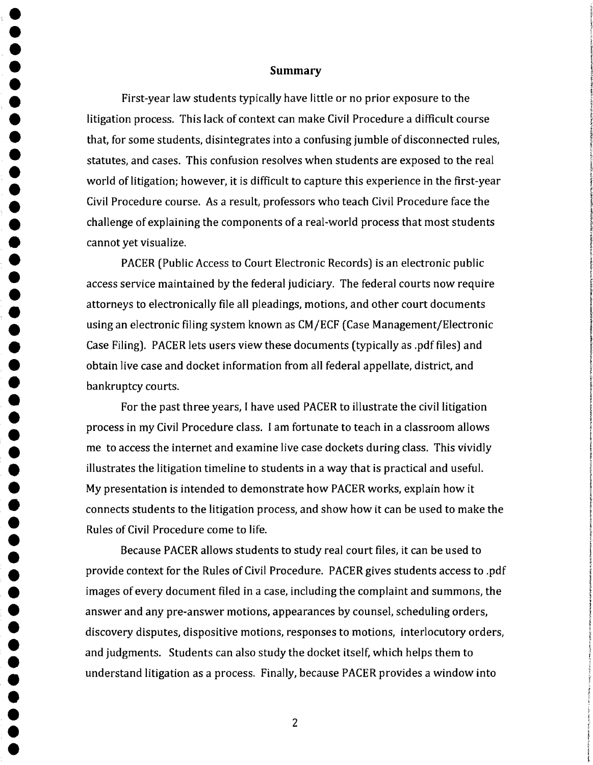## Summary

First-year law students typically have little or no prior exposure to the litigation process. This lack of context can make Civil Procedure a difficult course that, for some students, disintegrates into a confusing jumble of disconnected rules, statutes, and cases. This confusion resolves when students are exposed to the real world of litigation; however, it is difficult to capture this experience in the first-year Civil Procedure course. As a result, professors who teach Civil Procedure face the challenge of explaining the components of a real-world process that most students cannot yet visualize.

PACER (Public Access to Court Electronic Records) is an electronic public access service maintained by the federal judiciary. The federal courts now require attorneys to electronically file all pleadings, motions, and other court documents using an electronic filing system known as CM/ECF (Case Management/Electronic Case Filing). PACER lets users view these documents (typically as .pdf files) and obtain live case and docket information from all federal appellate, district, and bankruptcy courts.

For the past three years, I have used PACER to illustrate the civil litigation process in my Civil Procedure class. I am fortunate to teach in a classroom allows me to access the internet and examine live case dockets during class. This vividly illustrates the litigation timeline to students in a way that is practical and useful. My presentation is intended to demonstrate how PACER works, explain how it connects students to the litigation process, and show how it can be used to make the Rules of Civil Procedure come to life.

Because PACER allows students to study real court files, it can be used to provide context for the Rules of Civil Procedure. PACER gives students access to .pdf images of every document filed in a case, including the complaint and summons, the answer and any pre-answer motions, appearances by counsel, scheduling orders, discovery disputes, dispositive motions, responses to motions, interlocutory orders, and judgments. Students can also study the docket itself, which helps them to understand litigation as a process. Finally, because PACER provides a window into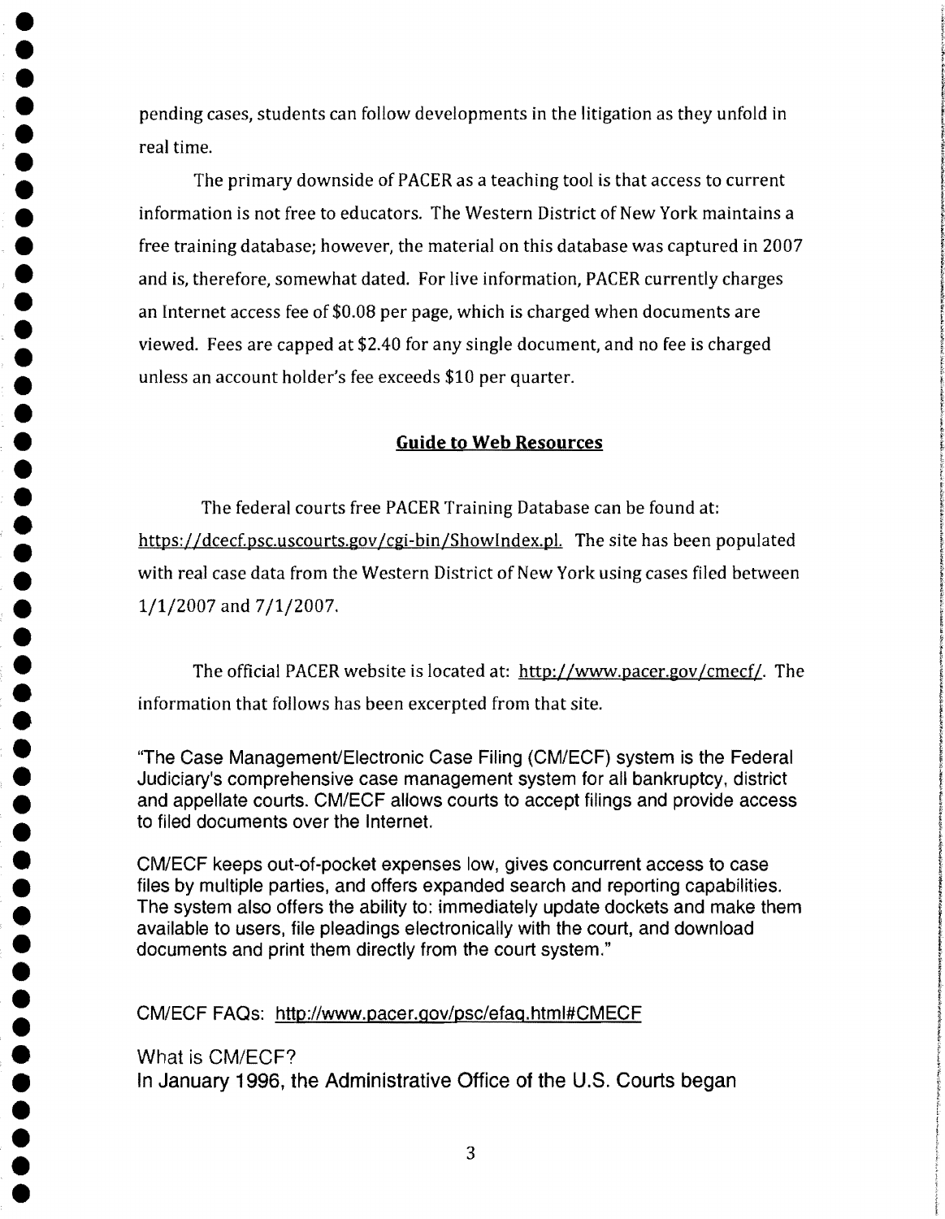pending cases, students can follow developments in the litigation as they unfold in real time.

The primary downside of PACER as a teaching tool is that access to current information is not free to educators. The Western District of New York maintains a free training database; however, the material on this database was captured in 2007 and is, therefore, somewhat dated. For live information, PACER currently charges an Internet access fee of $0.08 per page, which is charged when documents are viewed. Fees are capped at $2.40 for any single document, and no fee is charged unless an account holder's fee exceeds $10 per quarter.

## Guide to Web Resources

The federal courts free PACER Training Database can be found at: https://dcecf.psc.uscourts.gov/cgi-bin/ShowIndex.pl. The site has been populated with real case data from the Western District of New York using cases filed between 1/1/2007 and 7/1/2007.

The official PACER website is located at: http://www.pacer.gov/cmecf/. The information that follows has been excerpted from that site.

"The Case Management/Electronic Case Filing (CM/ECF) system is the Federal Judiciary's comprehensive case management system for all bankruptcy, district and appellate courts. CM/ECF allows courts to accept filings and provide access to filed documents over the Internet.

CM/ECF keeps out-of-pocket expenses low, gives concurrent access to case files by multiple parties, and offers expanded search and reporting capabilities. The system also offers the ability to: immediately update dockets and make them available to users, file pleadings electronically with the court, and download documents and print them directly from the court system."

CM/ECF FAQs: http://www.pacer.gov/psc/efaq.html#CMECF

What is CM/ECF?
**In January 1996, the Administrative Office of the U.S. Courts began**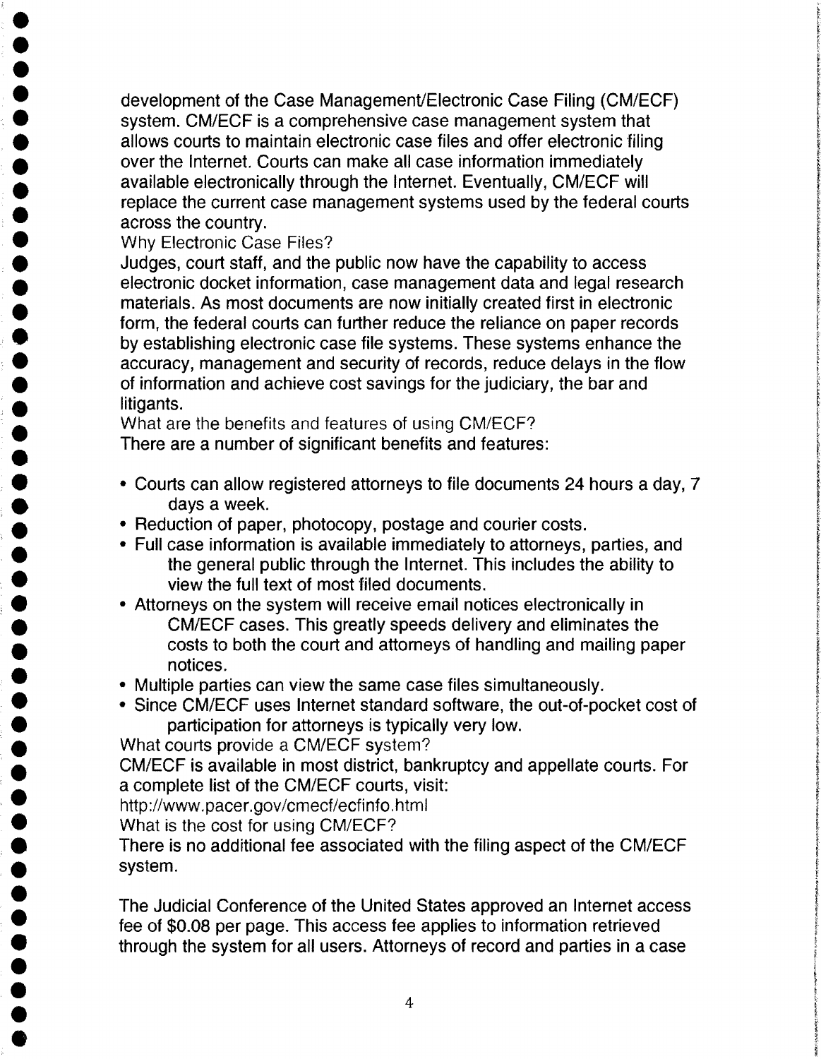development of the Case Management/Electronic Case Filing (CM/ECF) system. CM/ECF is a comprehensive case management system that allows courts to maintain electronic case files and offer electronic filing over the Internet. Courts can make all case information immediately available electronically through the Internet. Eventually, CM/ECF will replace the current case management systems used by the federal courts across the country.

Why Electronic Case Files?

Judges, court staff, and the public now have the capability to access electronic docket information, case management data and legal research materials. As most documents are now initially created first in electronic form, the federal courts can further reduce the reliance on paper records by establishing electronic case file systems. These systems enhance the accuracy, management and security of records, reduce delays in the flow of information and achieve cost savings for the judiciary, the bar and litigants.

What are the benefits and features of using CM/ECF?

There are a number of significant benefits and features:

- Courts can allow registered attorneys to file documents 24 hours a day, 7 days a week.
- Reduction of paper, photocopy, postage and courier costs.
- Full case information is available immediately to attorneys, parties, and the general public through the Internet. This includes the ability to view the full text of most filed documents.
- Attorneys on the system will receive email notices electronically in CM/ECF cases. This greatly speeds delivery and eliminates the costs to both the court and attorneys of handling and mailing paper notices.
- Multiple parties can view the same case files simultaneously.
- Since CM/ECF uses Internet standard software, the out-of-pocket cost of participation for attorneys is typically very low.

What courts provide a CM/ECF system?

CM/ECF is available in most district, bankruptcy and appellate courts. For a complete list of the CM/ECF courts, visit:

http://www.pacer.gov/cmecf/ecfinfo.html

What is the cost for using CM/ECF?

There is no additional fee associated with the filing aspect of the CM/ECF system.

The Judicial Conference of the United States approved an Internet access fee of $0.08 per page. This access fee applies to information retrieved through the system for all users. Attorneys of record and parties in a case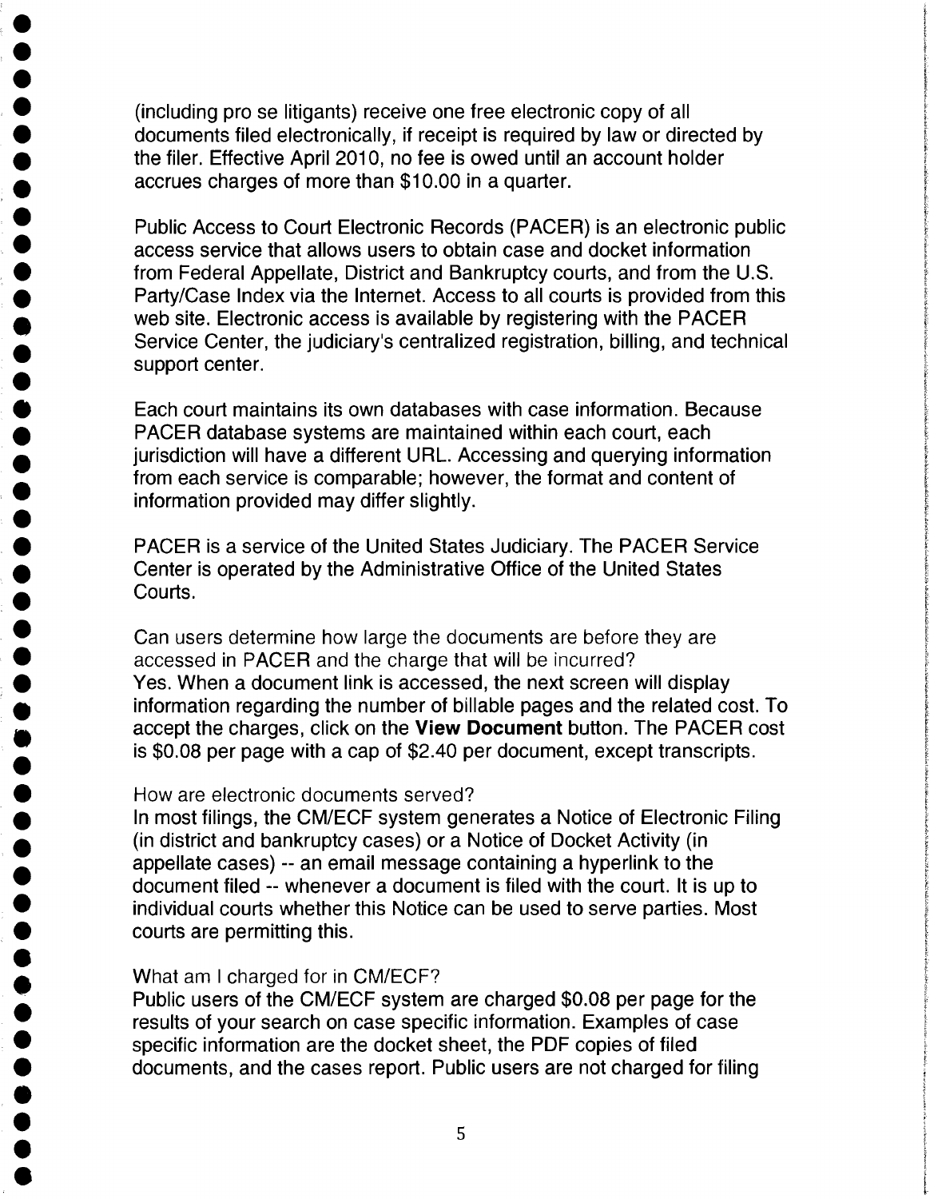(including pro se litigants) receive one free electronic copy of all documents filed electronically, if receipt is required by law or directed by the filer. Effective April 2010, no fee is owed until an account holder accrues charges of more than $10.00 in a quarter.

Public Access to Court Electronic Records (PACER) is an electronic public access service that allows users to obtain case and docket information from Federal Appellate, District and Bankruptcy courts, and from the U.S. Party/Case Index via the Internet. Access to all courts is provided from this web site. Electronic access is available by registering with the PACER Service Center, the judiciary's centralized registration, billing, and technical support center.

Each court maintains its own databases with case information. Because PACER database systems are maintained within each court, each jurisdiction will have a different URL. Accessing and querying information from each service is comparable; however, the format and content of information provided may differ slightly.

PACER is a service of the United States Judiciary. The PACER Service Center is operated by the Administrative Office of the United States Courts.

Can users determine how large the documents are before they are accessed in PACER and the charge that will be incurred?
Yes. When a document link is accessed, the next screen will display information regarding the number of billable pages and the related cost. To accept the charges, click on the **View Document** button. The PACER cost is $0.08 per page with a cap of $2.40 per document, except transcripts.

How are electronic documents served?
In most filings, the CM/ECF system generates a Notice of Electronic Filing (in district and bankruptcy cases) or a Notice of Docket Activity (in appellate cases) -- an email message containing a hyperlink to the document filed -- whenever a document is filed with the court. It is up to individual courts whether this Notice can be used to serve parties. Most courts are permitting this.

What am I charged for in CM/ECF?
Public users of the CM/ECF system are charged $0.08 per page for the results of your search on case specific information. Examples of case specific information are the docket sheet, the PDF copies of filed documents, and the cases report. Public users are not charged for filing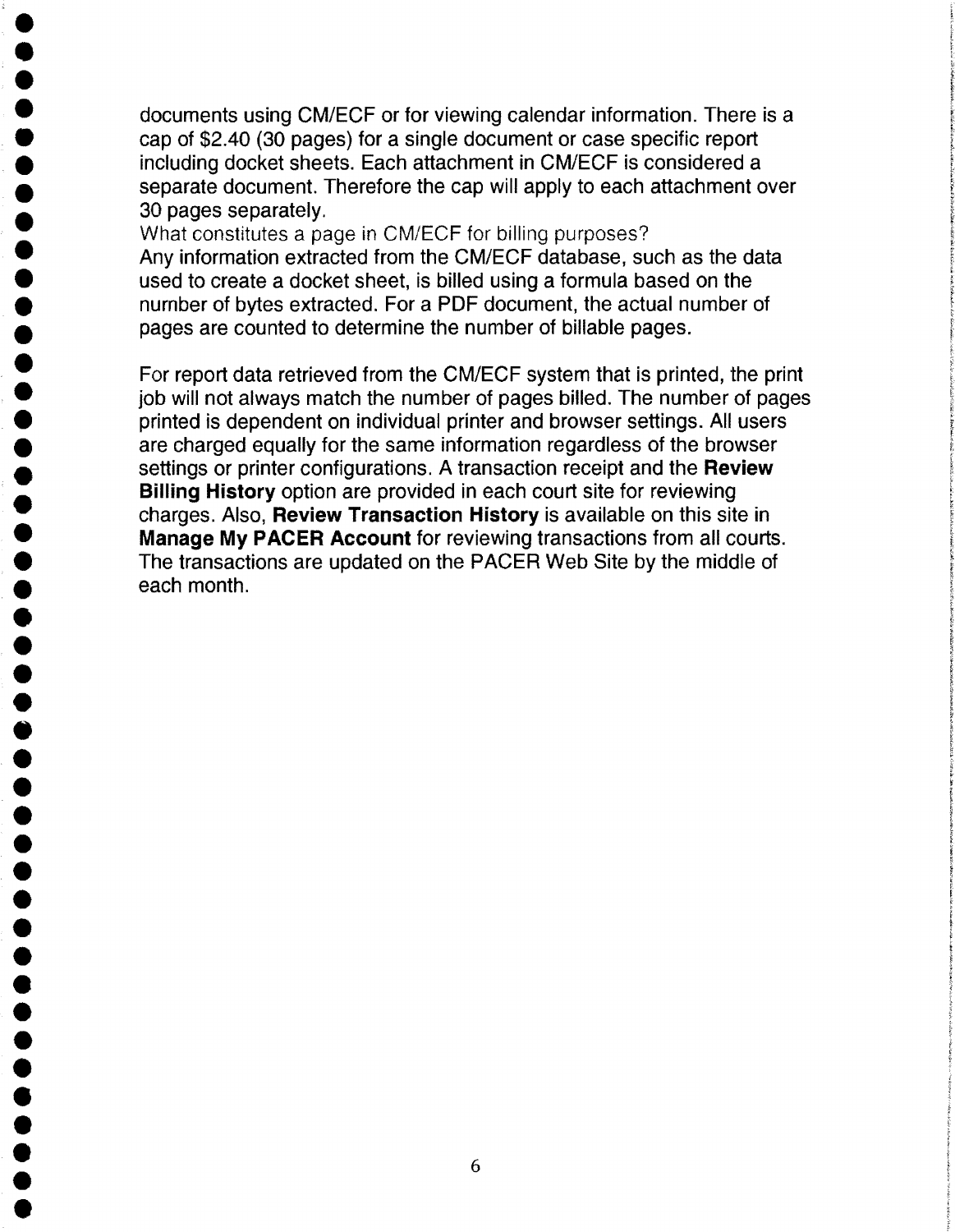documents using CM/ECF or for viewing calendar information. There is a cap of $2.40 (30 pages) for a single document or case specific report including docket sheets. Each attachment in CM/ECF is considered a separate document. Therefore the cap will apply to each attachment over 30 pages separately.

What constitutes a page in CM/ECF for billing purposes?

Any information extracted from the CM/ECF database, such as the data used to create a docket sheet, is billed using a formula based on the number of bytes extracted. For a PDF document, the actual number of pages are counted to determine the number of billable pages.

For report data retrieved from the CM/ECF system that is printed, the print job will not always match the number of pages billed. The number of pages printed is dependent on individual printer and browser settings. All users are charged equally for the same information regardless of the browser settings or printer configurations. A transaction receipt and the **Review Billing History** option are provided in each court site for reviewing charges. Also, **Review Transaction History** is available on this site in **Manage My PACER Account** for reviewing transactions from all courts. The transactions are updated on the PACER Web Site by the middle of each month.